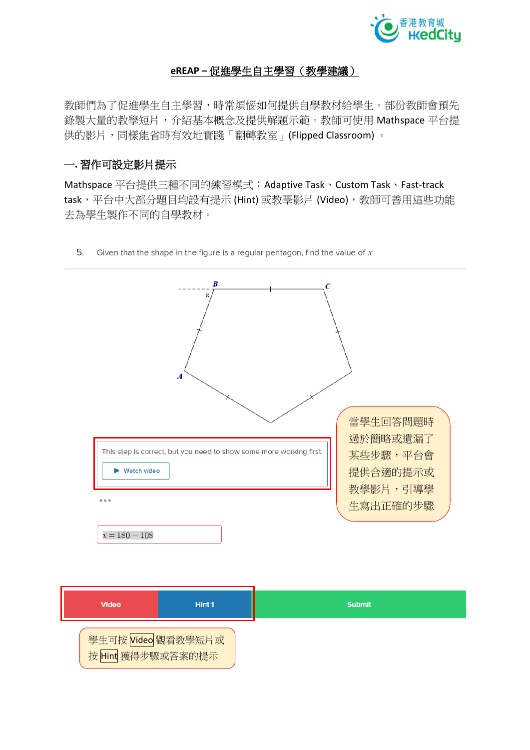**eREAP – 促進學生自主學習（教學建議）**

教師們為了促進學生自主學習，時常煩惱如何提供自學教材給學生。部份教師會預先錄製大量的教學短片，介紹基本概念及提供解題示範。教師可使用 Mathspace 平台提供的影片，同樣能省時有效地實踐「翻轉教室」(Flipped Classroom) 。

## 一. 習作可設定影片提示

Mathspace 平台提供三種不同的練習模式：Adaptive Task、Custom Task、Fast-track task，平台中大部分題目均設有提示 (Hint) 或教學影片 (Video)，教師可善用這些功能去為學生製作不同的自學教材。

5. Given that the shape in the figure is a regular pentagon, find the value of $x$

B

C

x

A

This step is correct, but you need to show some more working first.

Watch video

$x = 180 - 108$

當學生回答問題時過於簡略或遺漏了某些步驟，平台會提供合適的提示或教學影片，引導學生寫出正確的步驟

Video | Hint 1 | Submit

學生可按 Video 觀看教學短片或按 Hint 獲得步驟或答案的提示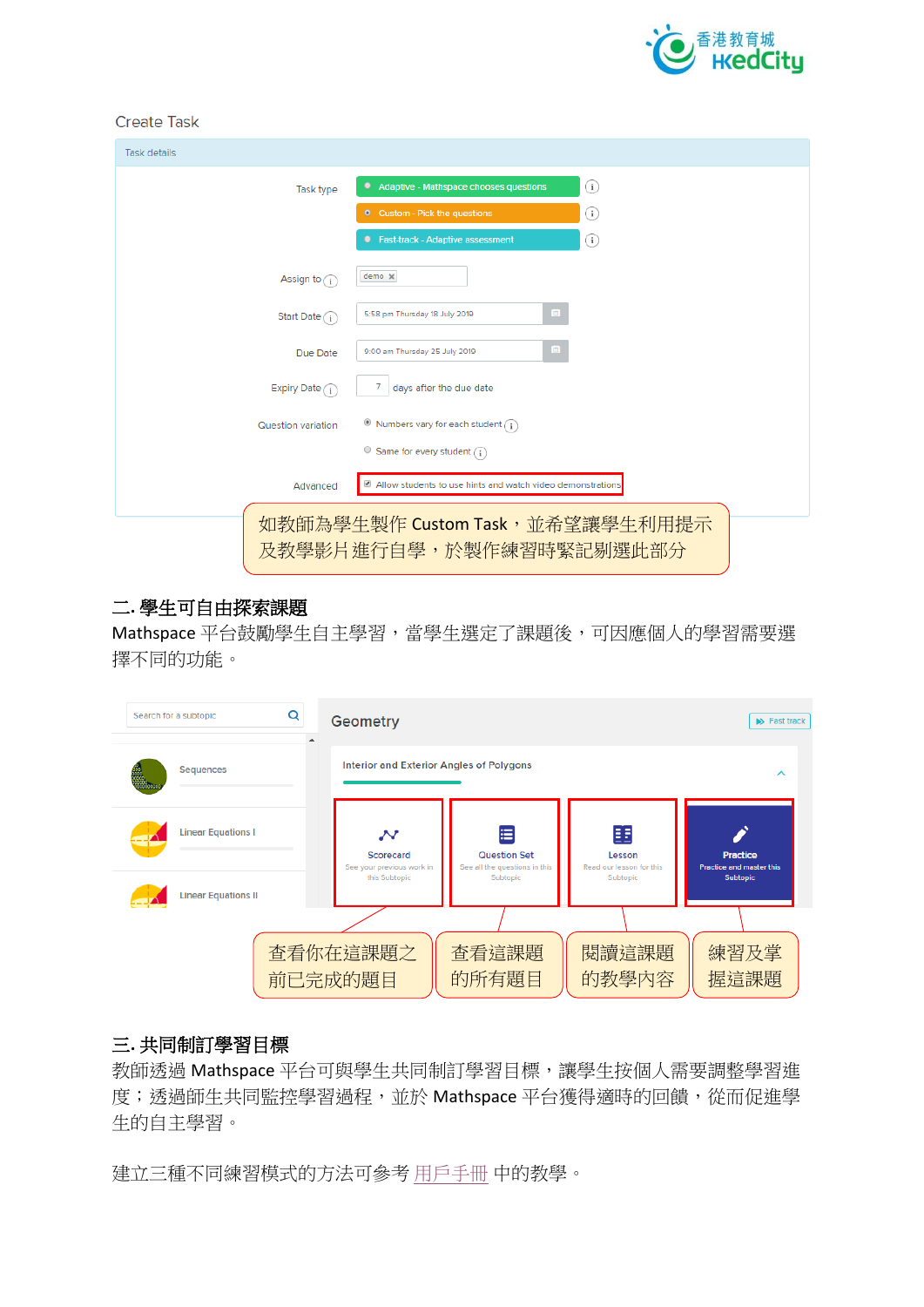Create Task

Task details

Task type
- Adaptive - Mathspace chooses questions
- Custom - Pick the questions
- Fast-track - Adaptive assessment

Assign to: demo

Start Date: 5:58 pm Thursday 18 July 2019

Due Date: 9:00 am Thursday 25 July 2019

Expiry Date: 7 days after the due date

Question variation
- Numbers vary for each student
- Same for every student

Advanced: Allow students to use hints and watch video demonstrations

如教師為學生製作 Custom Task，並希望讓學生利用提示及教學影片進行自學，於製作練習時緊記剔選此部分

## 二. 學生可自由探索課題

Mathspace 平台鼓勵學生自主學習，當學生選定了課題後，可因應個人的學習需要選擇不同的功能。

Search for a subtopic

Sequences

Linear Equations I

Linear Equations II

Geometry

Fast track

Interior and Exterior Angles of Polygons

Scorecard: See your previous work in this Subtopic — 查看你在這課題之前已完成的題目

Question Set: See all the questions in this Subtopic — 查看這課題的所有題目

Lesson: Read our lesson for this Subtopic — 閱讀這課題的教學內容

Practice: Practice and master this Subtopic — 練習及掌握這課題

## 三. 共同制訂學習目標

教師透過 Mathspace 平台可與學生共同制訂學習目標，讓學生按個人需要調整學習進度；透過師生共同監控學習過程，並於 Mathspace 平台獲得適時的回饋，從而促進學生的自主學習。

建立三種不同練習模式的方法可參考 用戶手冊 中的教學。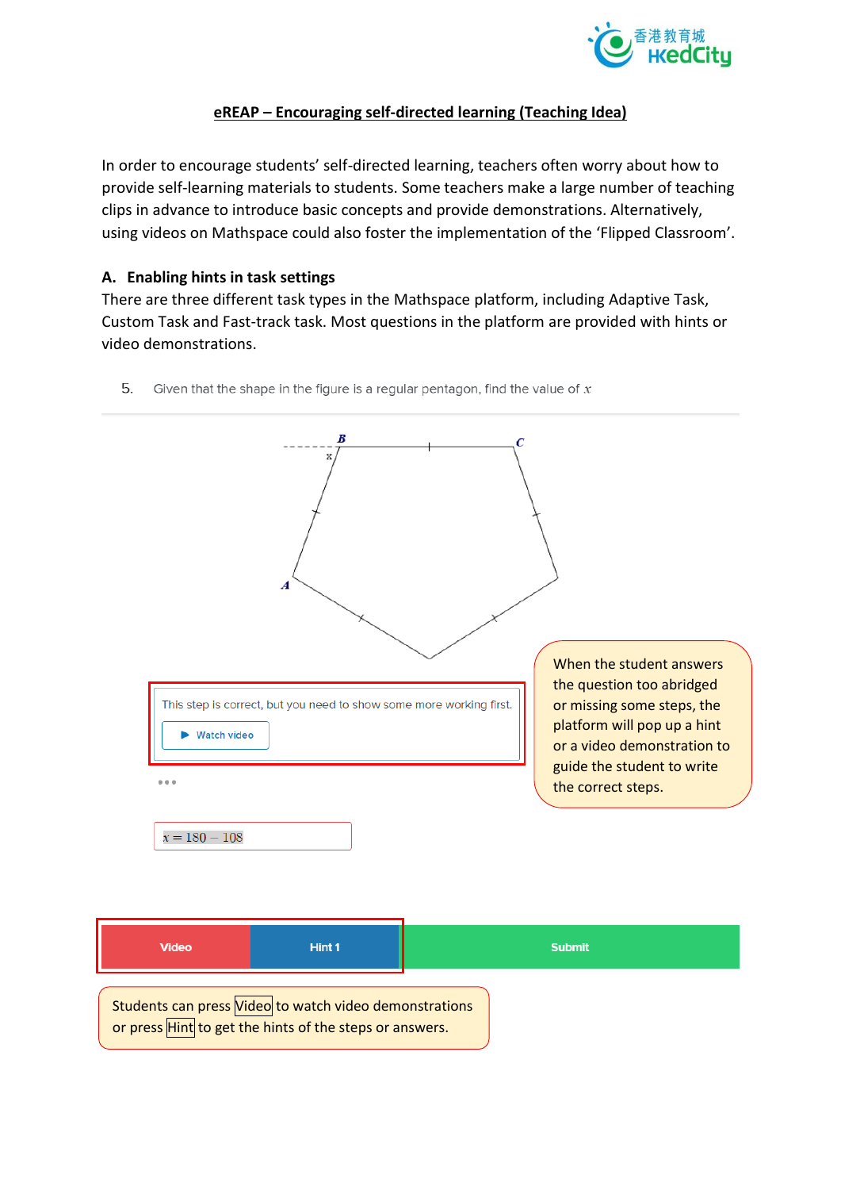## eREAP – Encouraging self-directed learning (Teaching Idea)

In order to encourage students' self-directed learning, teachers often worry about how to provide self-learning materials to students. Some teachers make a large number of teaching clips in advance to introduce basic concepts and provide demonstrations. Alternatively, using videos on Mathspace could also foster the implementation of the 'Flipped Classroom'.

### A. Enabling hints in task settings

There are three different task types in the Mathspace platform, including Adaptive Task, Custom Task and Fast-track task. Most questions in the platform are provided with hints or video demonstrations.

5. Given that the shape in the figure is a regular pentagon, find the value of $x$

This step is correct, but you need to show some more working first.

▶ Watch video

When the student answers the question too abridged or missing some steps, the platform will pop up a hint or a video demonstration to guide the student to write the correct steps.

$x = 180 - 108$

Video | Hint 1 | Submit

Students can press Video to watch video demonstrations or press Hint to get the hints of the steps or answers.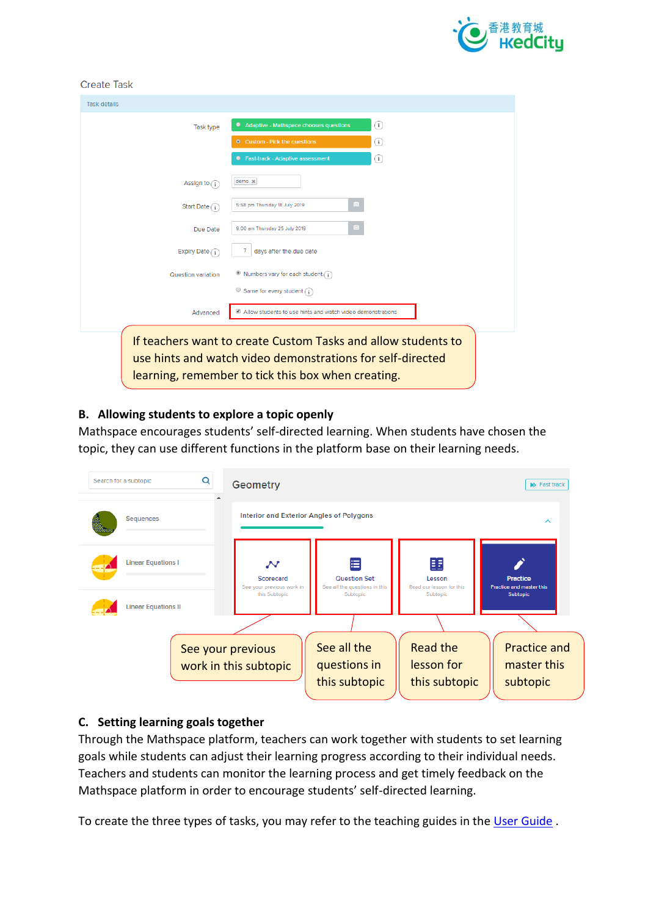Create Task

Task details

Task type
- Adaptive - Mathspace chooses questions
- Custom - Pick the questions
- Fast-track - Adaptive assessment

Assign to: demo

Start Date: 5:58 pm Thursday 18 July 2019

Due Date: 9:00 am Thursday 25 July 2019

Expiry Date: 7 days after the due date

Question variation
- Numbers vary for each student
- Same for every student

Advanced: Allow students to use hints and watch video demonstrations

If teachers want to create Custom Tasks and allow students to use hints and watch video demonstrations for self-directed learning, remember to tick this box when creating.

## B. Allowing students to explore a topic openly

Mathspace encourages students' self-directed learning. When students have chosen the topic, they can use different functions in the platform base on their learning needs.

Search for a subtopic

Sequences

Linear Equations I

Linear Equations II

Geometry

Fast track

Interior and Exterior Angles of Polygons

Scorecard – See your previous work in this Subtopic

Question Set – See all the questions in this Subtopic

Lesson – Read our lesson for this Subtopic

Practice – Practice and master this Subtopic

See your previous work in this subtopic

See all the questions in this subtopic

Read the lesson for this subtopic

Practice and master this subtopic

## C. Setting learning goals together

Through the Mathspace platform, teachers can work together with students to set learning goals while students can adjust their learning progress according to their individual needs. Teachers and students can monitor the learning process and get timely feedback on the Mathspace platform in order to encourage students' self-directed learning.

To create the three types of tasks, you may refer to the teaching guides in the User Guide .